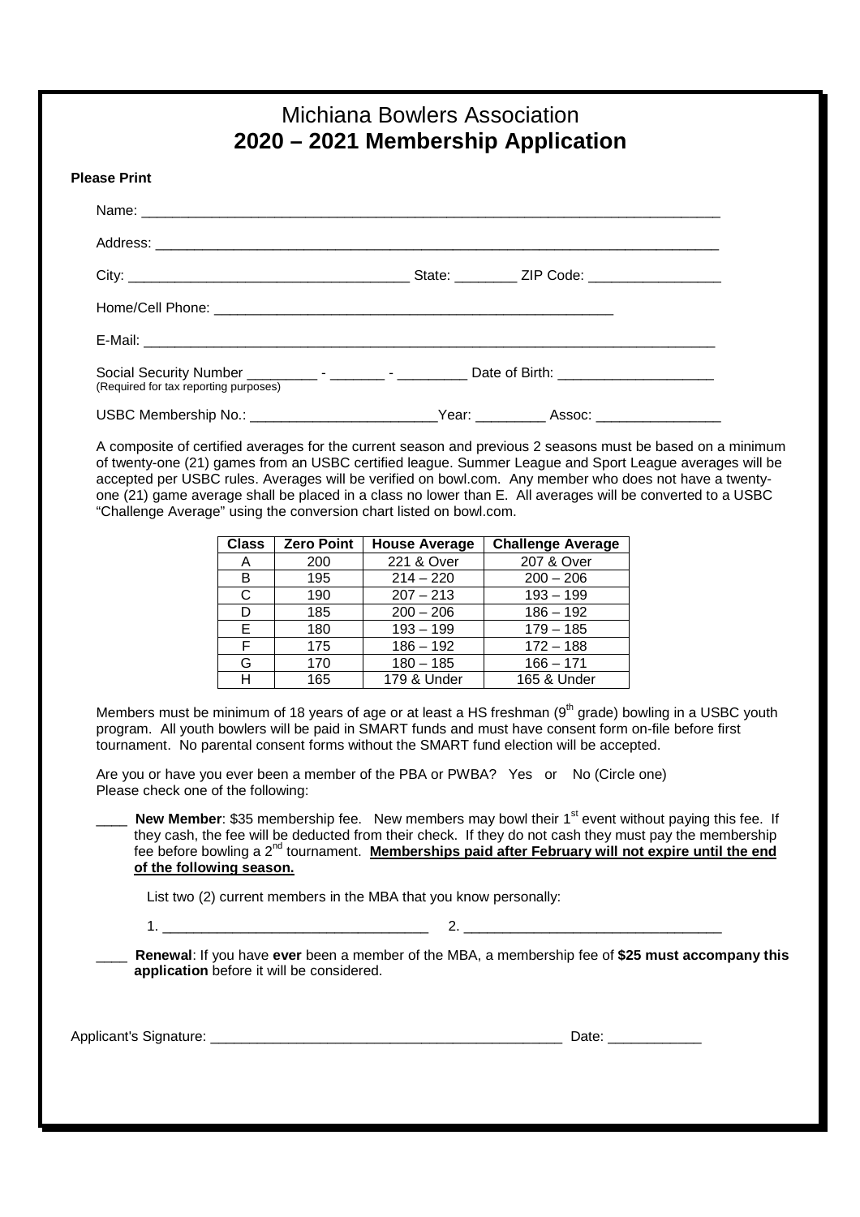# Michiana Bowlers Association

## 2020 – 2021 Membership Application

**Please Print**

Name: ___________________________________________________________________________

Address: _________________________________________________________________________

City: ___________________________________ State: ________ ZIP Code: _________________

Home/Cell Phone: ____________________________________________________

E-Mail: __________________________________________________________________________

Social Security Number _________ - _______ - _________ Date of Birth: ____________________
(Required for tax reporting purposes)

USBC Membership No.: ________________________Year: _________ Assoc: ________________

A composite of certified averages for the current season and previous 2 seasons must be based on a minimum of twenty-one (21) games from an USBC certified league. Summer League and Sport League averages will be accepted per USBC rules. Averages will be verified on bowl.com. Any member who does not have a twenty-one (21) game average shall be placed in a class no lower than E. All averages will be converted to a USBC "Challenge Average" using the conversion chart listed on bowl.com.

| Class | Zero Point | House Average | Challenge Average |
|---|---|---|---|
| A | 200 | 221 & Over | 207 & Over |
| B | 195 | 214 – 220 | 200 – 206 |
| C | 190 | 207 – 213 | 193 – 199 |
| D | 185 | 200 – 206 | 186 – 192 |
| E | 180 | 193 – 199 | 179 – 185 |
| F | 175 | 186 – 192 | 172 – 188 |
| G | 170 | 180 – 185 | 166 – 171 |
| H | 165 | 179 & Under | 165 & Under |

Members must be minimum of 18 years of age or at least a HS freshman (9th grade) bowling in a USBC youth program. All youth bowlers will be paid in SMART funds and must have consent form on-file before first tournament. No parental consent forms without the SMART fund election will be accepted.

Are you or have you ever been a member of the PBA or PWBA? Yes or No (Circle one)
Please check one of the following:

____ **New Member**: $35 membership fee. New members may bowl their 1st event without paying this fee. If they cash, the fee will be deducted from their check. If they do not cash they must pay the membership fee before bowling a 2nd tournament. **Memberships paid after February will not expire until the end of the following season.**

List two (2) current members in the MBA that you know personally:

1. __________________________________ 2. _________________________________

____ **Renewal**: If you have **ever** been a member of the MBA, a membership fee of **$25 must accompany this application** before it will be considered.

Applicant's Signature: _______________________________________________ Date: ____________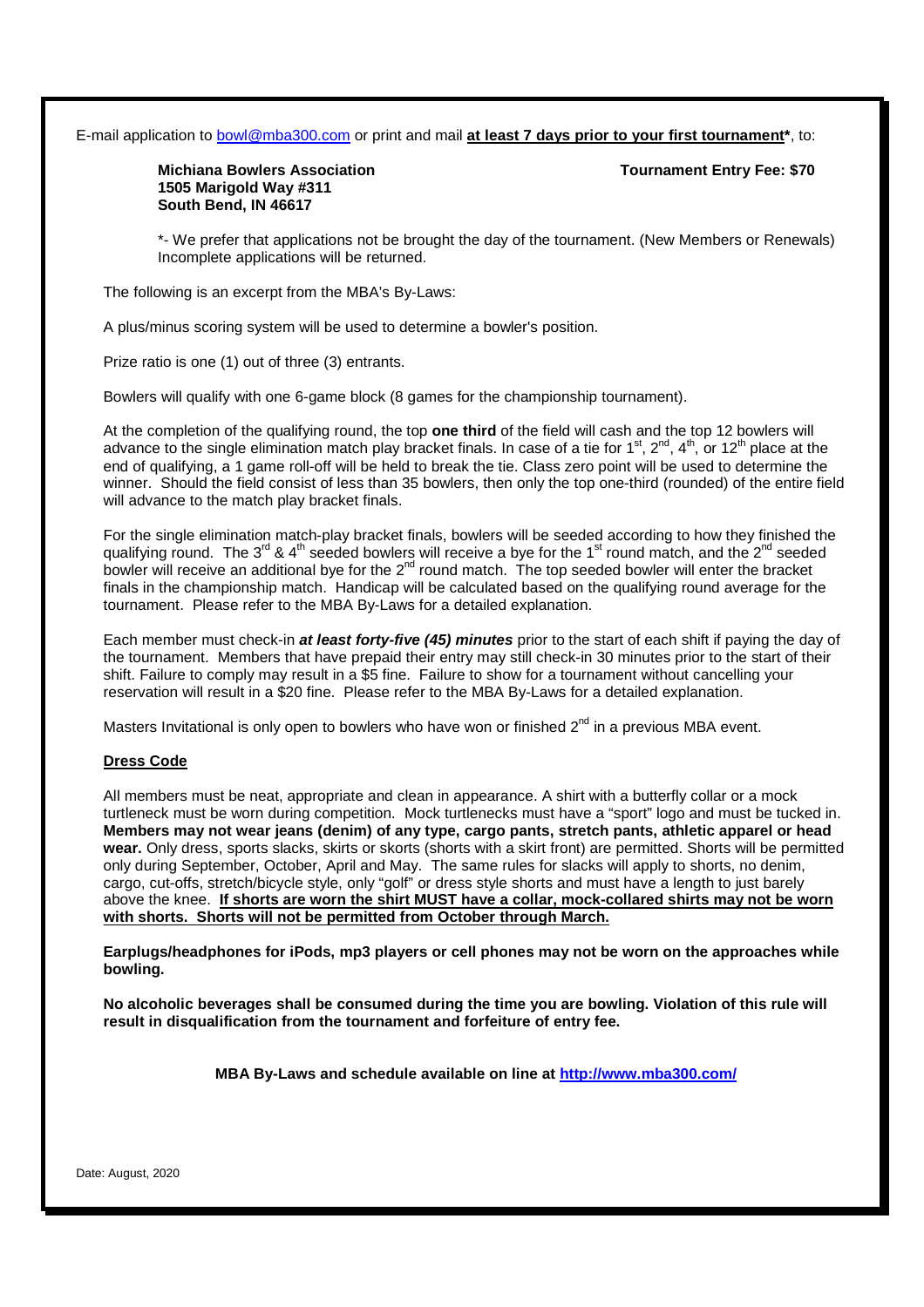E-mail application to bowl@mba300.com or print and mail **at least 7 days prior to your first tournament***, to:

**Michiana Bowlers Association**
**1505 Marigold Way #311**
**South Bend, IN 46617**

**Tournament Entry Fee: $70**

*- We prefer that applications not be brought the day of the tournament. (New Members or Renewals) Incomplete applications will be returned.

The following is an excerpt from the MBA's By-Laws:

A plus/minus scoring system will be used to determine a bowler's position.

Prize ratio is one (1) out of three (3) entrants.

Bowlers will qualify with one 6-game block (8 games for the championship tournament).

At the completion of the qualifying round, the top **one third** of the field will cash and the top 12 bowlers will advance to the single elimination match play bracket finals. In case of a tie for 1st, 2nd, 4th, or 12th place at the end of qualifying, a 1 game roll-off will be held to break the tie. Class zero point will be used to determine the winner. Should the field consist of less than 35 bowlers, then only the top one-third (rounded) of the entire field will advance to the match play bracket finals.

For the single elimination match-play bracket finals, bowlers will be seeded according to how they finished the qualifying round. The 3rd & 4th seeded bowlers will receive a bye for the 1st round match, and the 2nd seeded bowler will receive an additional bye for the 2nd round match. The top seeded bowler will enter the bracket finals in the championship match. Handicap will be calculated based on the qualifying round average for the tournament. Please refer to the MBA By-Laws for a detailed explanation.

Each member must check-in ***at least forty-five (45) minutes*** prior to the start of each shift if paying the day of the tournament. Members that have prepaid their entry may still check-in 30 minutes prior to the start of their shift. Failure to comply may result in a $5 fine. Failure to show for a tournament without cancelling your reservation will result in a $20 fine. Please refer to the MBA By-Laws for a detailed explanation.

Masters Invitational is only open to bowlers who have won or finished 2nd in a previous MBA event.

## Dress Code

All members must be neat, appropriate and clean in appearance. A shirt with a butterfly collar or a mock turtleneck must be worn during competition. Mock turtlenecks must have a "sport" logo and must be tucked in. **Members may not wear jeans (denim) of any type, cargo pants, stretch pants, athletic apparel or head wear.** Only dress, sports slacks, skirts or skorts (shorts with a skirt front) are permitted. Shorts will be permitted only during September, October, April and May. The same rules for slacks will apply to shorts, no denim, cargo, cut-offs, stretch/bicycle style, only "golf" or dress style shorts and must have a length to just barely above the knee. **If shorts are worn the shirt MUST have a collar, mock-collared shirts may not be worn with shorts. Shorts will not be permitted from October through March.**

**Earplugs/headphones for iPods, mp3 players or cell phones may not be worn on the approaches while bowling.**

**No alcoholic beverages shall be consumed during the time you are bowling. Violation of this rule will result in disqualification from the tournament and forfeiture of entry fee.**

**MBA By-Laws and schedule available on line at http://www.mba300.com/**

Date: August, 2020